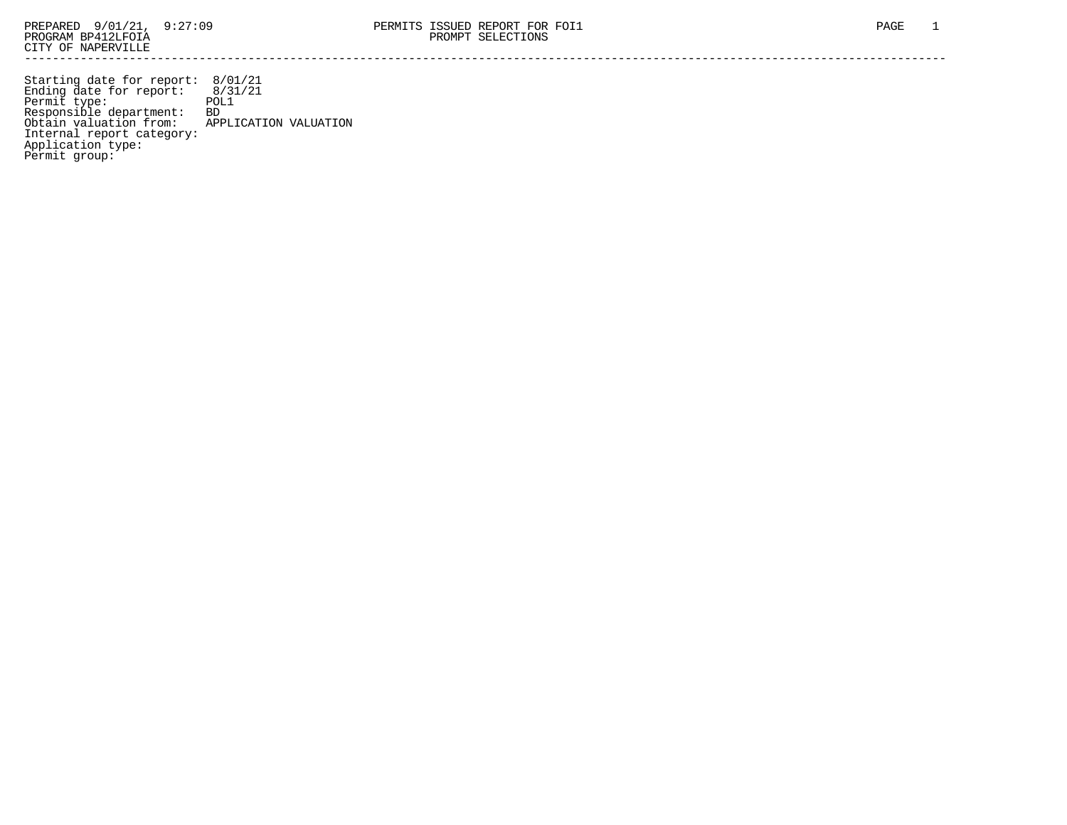PREPARED 9/01/21, 9:27:09

PROGRAM BP412LFOIA

CITY OF NAPERVILLE

PERMITS ISSUED REPORT FOR FOI1

PROMPT SELECTIONS

---

Starting date for report: 8/01/21
Ending date for report: 8/31/21
Permit type: POL1
Responsible department: BD
Obtain valuation from: APPLICATION VALUATION
Internal report category:
Application type:
Permit group: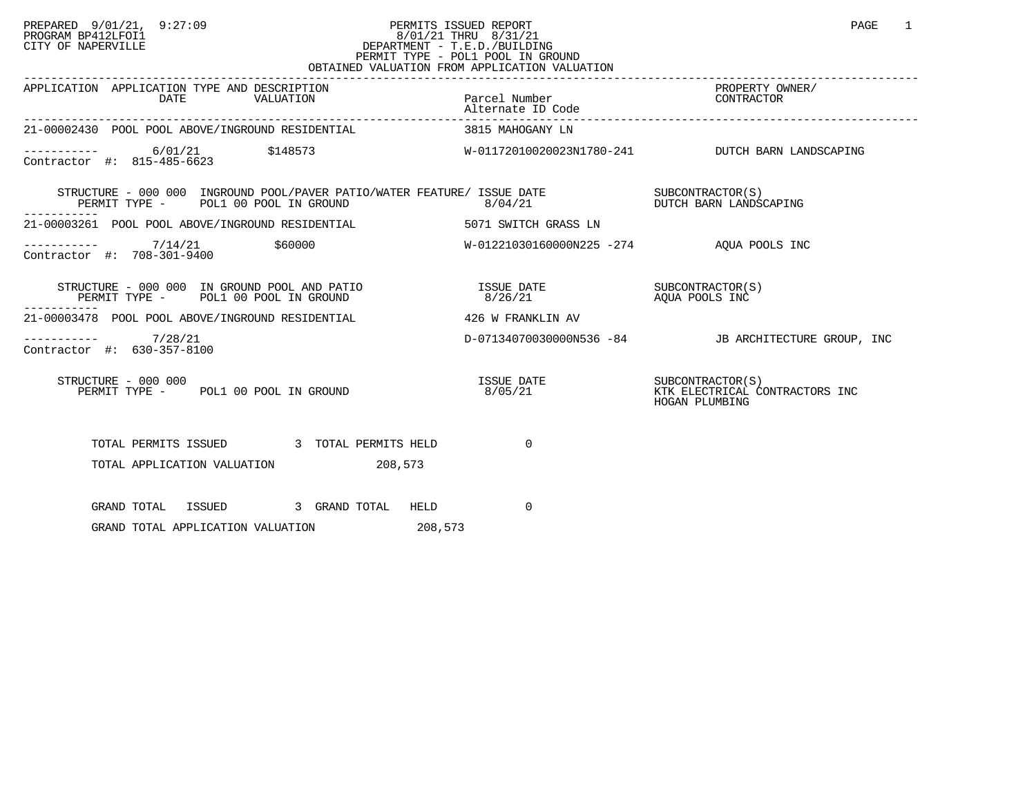PREPARED 9/01/21, 9:27:09
PROGRAM BP412LFOI1
CITY OF NAPERVILLE

# PERMITS ISSUED REPORT

8/01/21 THRU 8/31/21
DEPARTMENT - T.E.D./BUILDING
PERMIT TYPE - POL1 POOL IN GROUND
OBTAINED VALUATION FROM APPLICATION VALUATION

| APPLICATION | APPLICATION TYPE AND DESCRIPTION / DATE / VALUATION | Parcel Number / Alternate ID Code | PROPERTY OWNER/ CONTRACTOR |
|---|---|---|---|
| 21-00002430 | POOL POOL ABOVE/INGROUND RESIDENTIAL | 3815 MAHOGANY LN | |
| ----------- | 6/01/21 $148573 | W-01172010020023N1780-241 | DUTCH BARN LANDSCAPING |
| Contractor #: 815-485-6623 | | | |
| | STRUCTURE - 000 000 INGROUND POOL/PAVER PATIO/WATER FEATURE/ PERMIT TYPE - POL1 00 POOL IN GROUND | ISSUE DATE 8/04/21 | SUBCONTRACTOR(S) DUTCH BARN LANDSCAPING |
| 21-00003261 | POOL POOL ABOVE/INGROUND RESIDENTIAL | 5071 SWITCH GRASS LN | |
| ----------- | 7/14/21 $60000 | W-01221030160000N225 -274 | AQUA POOLS INC |
| Contractor #: 708-301-9400 | | | |
| | STRUCTURE - 000 000 IN GROUND POOL AND PATIO PERMIT TYPE - POL1 00 POOL IN GROUND | ISSUE DATE 8/26/21 | SUBCONTRACTOR(S) AQUA POOLS INC |
| 21-00003478 | POOL POOL ABOVE/INGROUND RESIDENTIAL | 426 W FRANKLIN AV | |
| ----------- | 7/28/21 | D-07134070030000N536 -84 | JB ARCHITECTURE GROUP, INC |
| Contractor #: 630-357-8100 | | | |
| | STRUCTURE - 000 000 PERMIT TYPE - POL1 00 POOL IN GROUND | ISSUE DATE 8/05/21 | SUBCONTRACTOR(S) KTK ELECTRICAL CONTRACTORS INC HOGAN PLUMBING |

TOTAL PERMITS ISSUED 3 TOTAL PERMITS HELD 0

TOTAL APPLICATION VALUATION 208,573

GRAND TOTAL ISSUED 3 GRAND TOTAL HELD 0

GRAND TOTAL APPLICATION VALUATION 208,573